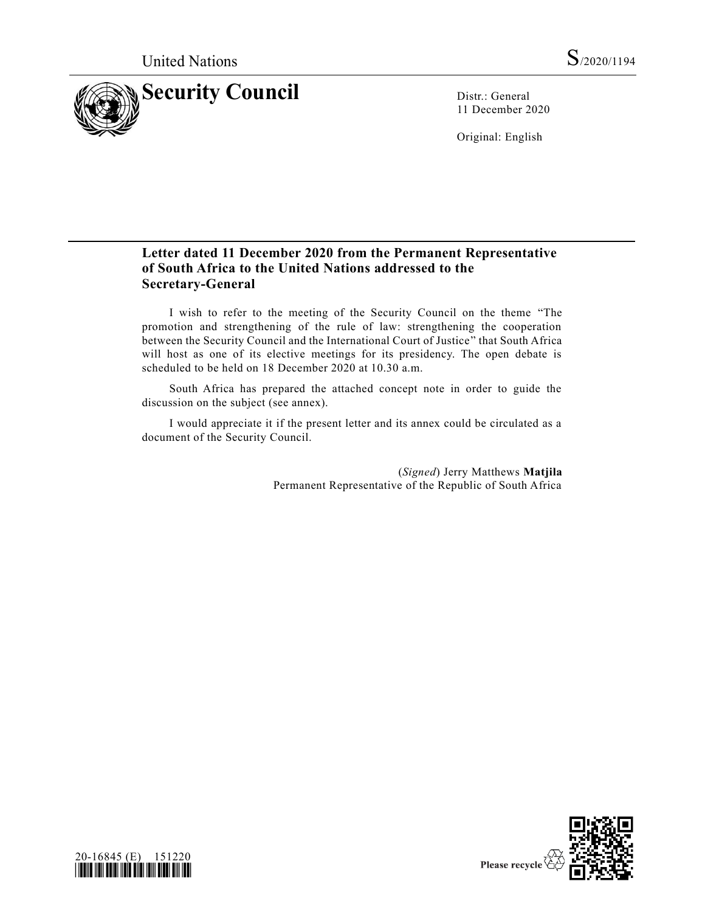United Nations S/2020/1194

# Security Council

Distr.: General
11 December 2020

Original: English

## Letter dated 11 December 2020 from the Permanent Representative of South Africa to the United Nations addressed to the Secretary-General

I wish to refer to the meeting of the Security Council on the theme "The promotion and strengthening of the rule of law: strengthening the cooperation between the Security Council and the International Court of Justice" that South Africa will host as one of its elective meetings for its presidency. The open debate is scheduled to be held on 18 December 2020 at 10.30 a.m.

South Africa has prepared the attached concept note in order to guide the discussion on the subject (see annex).

I would appreciate it if the present letter and its annex could be circulated as a document of the Security Council.

(*Signed*) Jerry Matthews **Matjila**
Permanent Representative of the Republic of South Africa

20-16845 (E) 151220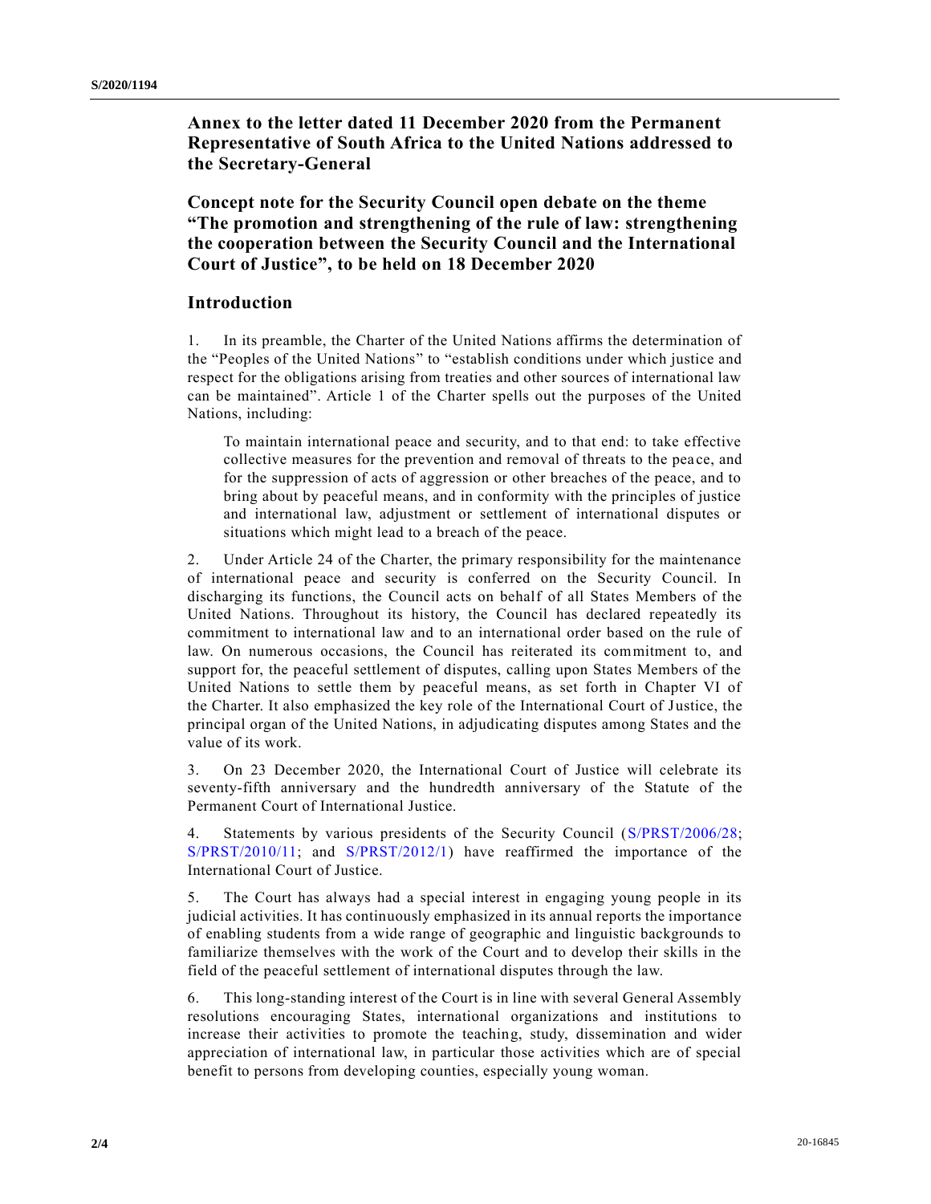## Annex to the letter dated 11 December 2020 from the Permanent Representative of South Africa to the United Nations addressed to the Secretary-General

## Concept note for the Security Council open debate on the theme "The promotion and strengthening of the rule of law: strengthening the cooperation between the Security Council and the International Court of Justice", to be held on 18 December 2020

### Introduction

1. In its preamble, the Charter of the United Nations affirms the determination of the "Peoples of the United Nations" to "establish conditions under which justice and respect for the obligations arising from treaties and other sources of international law can be maintained". Article 1 of the Charter spells out the purposes of the United Nations, including:

> To maintain international peace and security, and to that end: to take effective collective measures for the prevention and removal of threats to the peace, and for the suppression of acts of aggression or other breaches of the peace, and to bring about by peaceful means, and in conformity with the principles of justice and international law, adjustment or settlement of international disputes or situations which might lead to a breach of the peace.

2. Under Article 24 of the Charter, the primary responsibility for the maintenance of international peace and security is conferred on the Security Council. In discharging its functions, the Council acts on behalf of all States Members of the United Nations. Throughout its history, the Council has declared repeatedly its commitment to international law and to an international order based on the rule of law. On numerous occasions, the Council has reiterated its commitment to, and support for, the peaceful settlement of disputes, calling upon States Members of the United Nations to settle them by peaceful means, as set forth in Chapter VI of the Charter. It also emphasized the key role of the International Court of Justice, the principal organ of the United Nations, in adjudicating disputes among States and the value of its work.

3. On 23 December 2020, the International Court of Justice will celebrate its seventy-fifth anniversary and the hundredth anniversary of the Statute of the Permanent Court of International Justice.

4. Statements by various presidents of the Security Council (S/PRST/2006/28; S/PRST/2010/11; and S/PRST/2012/1) have reaffirmed the importance of the International Court of Justice.

5. The Court has always had a special interest in engaging young people in its judicial activities. It has continuously emphasized in its annual reports the importance of enabling students from a wide range of geographic and linguistic backgrounds to familiarize themselves with the work of the Court and to develop their skills in the field of the peaceful settlement of international disputes through the law.

6. This long-standing interest of the Court is in line with several General Assembly resolutions encouraging States, international organizations and institutions to increase their activities to promote the teaching, study, dissemination and wider appreciation of international law, in particular those activities which are of special benefit to persons from developing counties, especially young woman.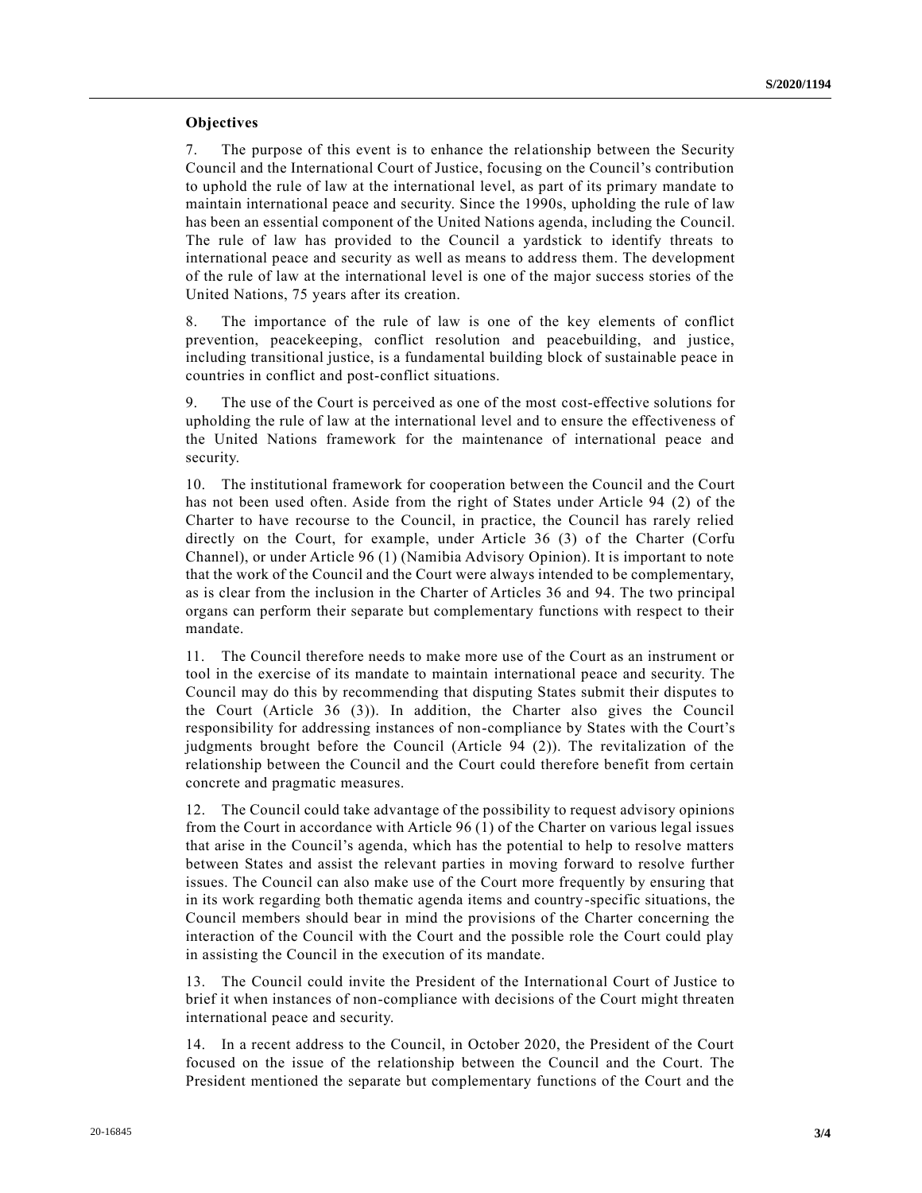**Objectives**

7. The purpose of this event is to enhance the relationship between the Security Council and the International Court of Justice, focusing on the Council's contribution to uphold the rule of law at the international level, as part of its primary mandate to maintain international peace and security. Since the 1990s, upholding the rule of law has been an essential component of the United Nations agenda, including the Council. The rule of law has provided to the Council a yardstick to identify threats to international peace and security as well as means to address them. The development of the rule of law at the international level is one of the major success stories of the United Nations, 75 years after its creation.

8. The importance of the rule of law is one of the key elements of conflict prevention, peacekeeping, conflict resolution and peacebuilding, and justice, including transitional justice, is a fundamental building block of sustainable peace in countries in conflict and post-conflict situations.

9. The use of the Court is perceived as one of the most cost-effective solutions for upholding the rule of law at the international level and to ensure the effectiveness of the United Nations framework for the maintenance of international peace and security.

10. The institutional framework for cooperation between the Council and the Court has not been used often. Aside from the right of States under Article 94 (2) of the Charter to have recourse to the Council, in practice, the Council has rarely relied directly on the Court, for example, under Article 36 (3) of the Charter (Corfu Channel), or under Article 96 (1) (Namibia Advisory Opinion). It is important to note that the work of the Council and the Court were always intended to be complementary, as is clear from the inclusion in the Charter of Articles 36 and 94. The two principal organs can perform their separate but complementary functions with respect to their mandate.

11. The Council therefore needs to make more use of the Court as an instrument or tool in the exercise of its mandate to maintain international peace and security. The Council may do this by recommending that disputing States submit their disputes to the Court (Article 36 (3)). In addition, the Charter also gives the Council responsibility for addressing instances of non-compliance by States with the Court's judgments brought before the Council (Article 94 (2)). The revitalization of the relationship between the Council and the Court could therefore benefit from certain concrete and pragmatic measures.

12. The Council could take advantage of the possibility to request advisory opinions from the Court in accordance with Article 96 (1) of the Charter on various legal issues that arise in the Council's agenda, which has the potential to help to resolve matters between States and assist the relevant parties in moving forward to resolve further issues. The Council can also make use of the Court more frequently by ensuring that in its work regarding both thematic agenda items and country-specific situations, the Council members should bear in mind the provisions of the Charter concerning the interaction of the Council with the Court and the possible role the Court could play in assisting the Council in the execution of its mandate.

13. The Council could invite the President of the International Court of Justice to brief it when instances of non-compliance with decisions of the Court might threaten international peace and security.

14. In a recent address to the Council, in October 2020, the President of the Court focused on the issue of the relationship between the Council and the Court. The President mentioned the separate but complementary functions of the Court and the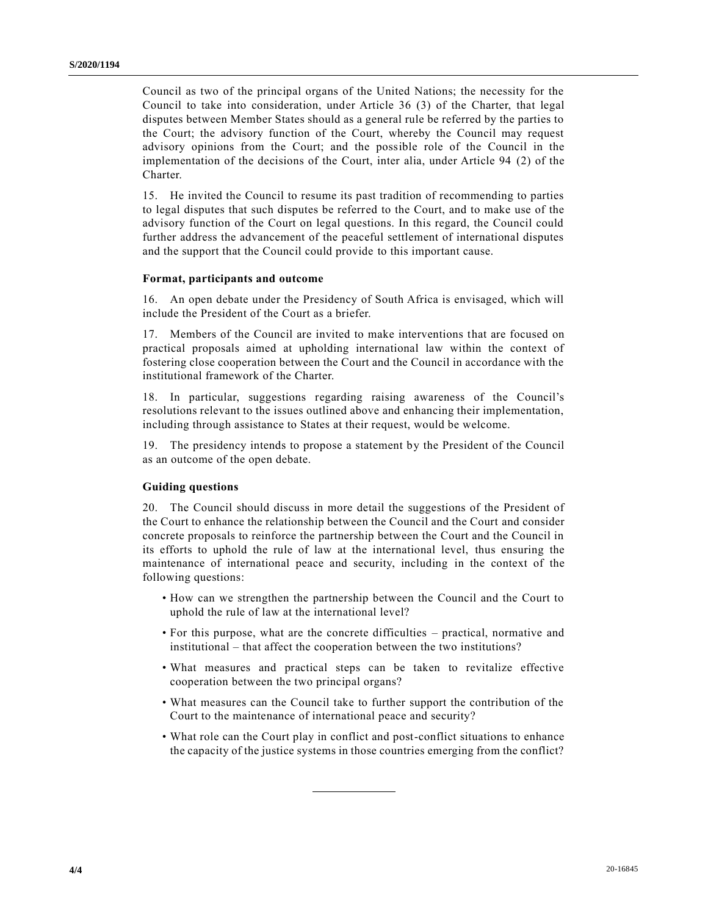Council as two of the principal organs of the United Nations; the necessity for the Council to take into consideration, under Article 36 (3) of the Charter, that legal disputes between Member States should as a general rule be referred by the parties to the Court; the advisory function of the Court, whereby the Council may request advisory opinions from the Court; and the possible role of the Council in the implementation of the decisions of the Court, inter alia, under Article 94 (2) of the Charter.

15. He invited the Council to resume its past tradition of recommending to parties to legal disputes that such disputes be referred to the Court, and to make use of the advisory function of the Court on legal questions. In this regard, the Council could further address the advancement of the peaceful settlement of international disputes and the support that the Council could provide to this important cause.

### Format, participants and outcome

16. An open debate under the Presidency of South Africa is envisaged, which will include the President of the Court as a briefer.

17. Members of the Council are invited to make interventions that are focused on practical proposals aimed at upholding international law within the context of fostering close cooperation between the Court and the Council in accordance with the institutional framework of the Charter.

18. In particular, suggestions regarding raising awareness of the Council's resolutions relevant to the issues outlined above and enhancing their implementation, including through assistance to States at their request, would be welcome.

19. The presidency intends to propose a statement by the President of the Council as an outcome of the open debate.

### Guiding questions

20. The Council should discuss in more detail the suggestions of the President of the Court to enhance the relationship between the Council and the Court and consider concrete proposals to reinforce the partnership between the Court and the Council in its efforts to uphold the rule of law at the international level, thus ensuring the maintenance of international peace and security, including in the context of the following questions:

- How can we strengthen the partnership between the Council and the Court to uphold the rule of law at the international level?
- For this purpose, what are the concrete difficulties – practical, normative and institutional – that affect the cooperation between the two institutions?
- What measures and practical steps can be taken to revitalize effective cooperation between the two principal organs?
- What measures can the Council take to further support the contribution of the Court to the maintenance of international peace and security?
- What role can the Court play in conflict and post-conflict situations to enhance the capacity of the justice systems in those countries emerging from the conflict?